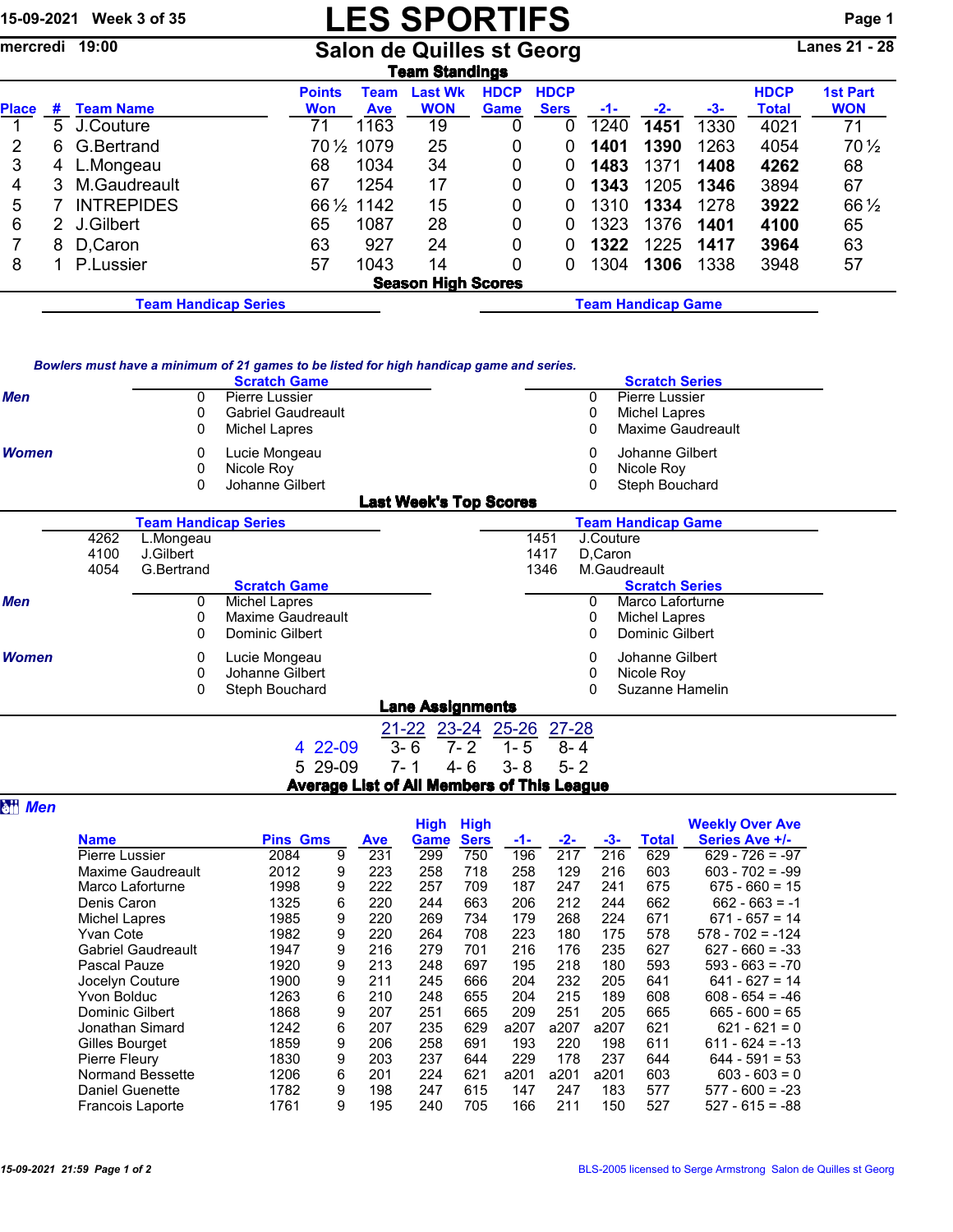15-09-2021 Week 3 of 35

mercredi 19:00

# LES SPORTIFS

## Salon de Quilles st Georg

Lanes 21 - 28

### Team Standings

| Place | # | Team Name | Points Won | Team Ave | Last Wk WON | HDCP Game | HDCP Sers | -1- | -2- | -3- | HDCP Total | 1st Part WON |
|---|---|---|---|---|---|---|---|---|---|---|---|---|
| 1 | 5 | J.Couture | 71 | 1163 | 19 | 0 | 0 | 1240 | **1451** | 1330 | 4021 | 71 |
| 2 | 6 | G.Bertrand | 70½ | 1079 | 25 | 0 | 0 | **1401** | **1390** | 1263 | 4054 | 70½ |
| 3 | 4 | L.Mongeau | 68 | 1034 | 34 | 0 | 0 | **1483** | 1371 | **1408** | **4262** | 68 |
| 4 | 3 | M.Gaudreault | 67 | 1254 | 17 | 0 | 0 | **1343** | 1205 | **1346** | 3894 | 67 |
| 5 | 7 | INTREPIDES | 66½ | 1142 | 15 | 0 | 0 | 1310 | **1334** | 1278 | **3922** | 66½ |
| 6 | 2 | J.Gilbert | 65 | 1087 | 28 | 0 | 0 | 1323 | 1376 | **1401** | **4100** | 65 |
| 7 | 8 | D,Caron | 63 | 927 | 24 | 0 | 0 | **1322** | 1225 | **1417** | **3964** | 63 |
| 8 | 1 | P.Lussier | 57 | 1043 | 14 | 0 | 0 | 1304 | **1306** | 1338 | 3948 | 57 |

### Season High Scores

**Team Handicap Series**

**Team Handicap Game**

*Bowlers must have a minimum of 21 games to be listed for high handicap game and series.*

**Scratch Game**

| | Score | Name |
|---|---|---|
| *Men* | 0 | Pierre Lussier |
| | 0 | Gabriel Gaudreault |
| | 0 | Michel Lapres |
| *Women* | 0 | Lucie Mongeau |
| | 0 | Nicole Roy |
| | 0 | Johanne Gilbert |

**Scratch Series**

| | Score | Name |
|---|---|---|
| *Men* | 0 | Pierre Lussier |
| | 0 | Michel Lapres |
| | 0 | Maxime Gaudreault |
| *Women* | 0 | Johanne Gilbert |
| | 0 | Nicole Roy |
| | 0 | Steph Bouchard |

### Last Week's Top Scores

**Team Handicap Series**

| Score | Team |
|---|---|
| 4262 | L.Mongeau |
| 4100 | J.Gilbert |
| 4054 | G.Bertrand |

**Team Handicap Game**

| Score | Team |
|---|---|
| 1451 | J.Couture |
| 1417 | D,Caron |
| 1346 | M.Gaudreault |

**Scratch Game**

| | Score | Name |
|---|---|---|
| *Men* | 0 | Michel Lapres |
| | 0 | Maxime Gaudreault |
| | 0 | Dominic Gilbert |
| *Women* | 0 | Lucie Mongeau |
| | 0 | Johanne Gilbert |
| | 0 | Steph Bouchard |

**Scratch Series**

| | Score | Name |
|---|---|---|
| *Men* | 0 | Marco Laforturne |
| | 0 | Michel Lapres |
| | 0 | Dominic Gilbert |
| *Women* | 0 | Johanne Gilbert |
| | 0 | Nicole Roy |
| | 0 | Suzanne Hamelin |

### Lane Assignments

| | 21-22 | 23-24 | 25-26 | 27-28 |
|---|---|---|---|---|
| 4 22-09 | 3- 6 | 7- 2 | 1- 5 | 8- 4 |
| 5 29-09 | 7- 1 | 4- 6 | 3- 8 | 5- 2 |

### Average List of All Members of This League

***Men***

| Name | Pins | Gms | Ave | High Game | High Sers | -1- | -2- | -3- | Total | Weekly Over Ave Series Ave +/- |
|---|---|---|---|---|---|---|---|---|---|---|
| Pierre Lussier | 2084 | 9 | 231 | 299 | 750 | 196 | 217 | 216 | 629 | 629 - 726 = -97 |
| Maxime Gaudreault | 2012 | 9 | 223 | 258 | 718 | 258 | 129 | 216 | 603 | 603 - 702 = -99 |
| Marco Laforturne | 1998 | 9 | 222 | 257 | 709 | 187 | 247 | 241 | 675 | 675 - 660 = 15 |
| Denis Caron | 1325 | 6 | 220 | 244 | 663 | 206 | 212 | 244 | 662 | 662 - 663 = -1 |
| Michel Lapres | 1985 | 9 | 220 | 269 | 734 | 179 | 268 | 224 | 671 | 671 - 657 = 14 |
| Yvan Cote | 1982 | 9 | 220 | 264 | 708 | 223 | 180 | 175 | 578 | 578 - 702 = -124 |
| Gabriel Gaudreault | 1947 | 9 | 216 | 279 | 701 | 216 | 176 | 235 | 627 | 627 - 660 = -33 |
| Pascal Pauze | 1920 | 9 | 213 | 248 | 697 | 195 | 218 | 180 | 593 | 593 - 663 = -70 |
| Jocelyn Couture | 1900 | 9 | 211 | 245 | 666 | 204 | 232 | 205 | 641 | 641 - 627 = 14 |
| Yvon Bolduc | 1263 | 6 | 210 | 248 | 655 | 204 | 215 | 189 | 608 | 608 - 654 = -46 |
| Dominic Gilbert | 1868 | 9 | 207 | 251 | 665 | 209 | 251 | 205 | 665 | 665 - 600 = 65 |
| Jonathan Simard | 1242 | 6 | 207 | 235 | 629 | a207 | a207 | a207 | 621 | 621 - 621 = 0 |
| Gilles Bourget | 1859 | 9 | 206 | 258 | 691 | 193 | 220 | 198 | 611 | 611 - 624 = -13 |
| Pierre Fleury | 1830 | 9 | 203 | 237 | 644 | 229 | 178 | 237 | 644 | 644 - 591 = 53 |
| Normand Bessette | 1206 | 6 | 201 | 224 | 621 | a201 | a201 | a201 | 603 | 603 - 603 = 0 |
| Daniel Guenette | 1782 | 9 | 198 | 247 | 615 | 147 | 247 | 183 | 577 | 577 - 600 = -23 |
| Francois Laporte | 1761 | 9 | 195 | 240 | 705 | 166 | 211 | 150 | 527 | 527 - 615 = -88 |

15-09-2021 21:59

BLS-2005 licensed to Serge Armstrong Salon de Quilles st Georg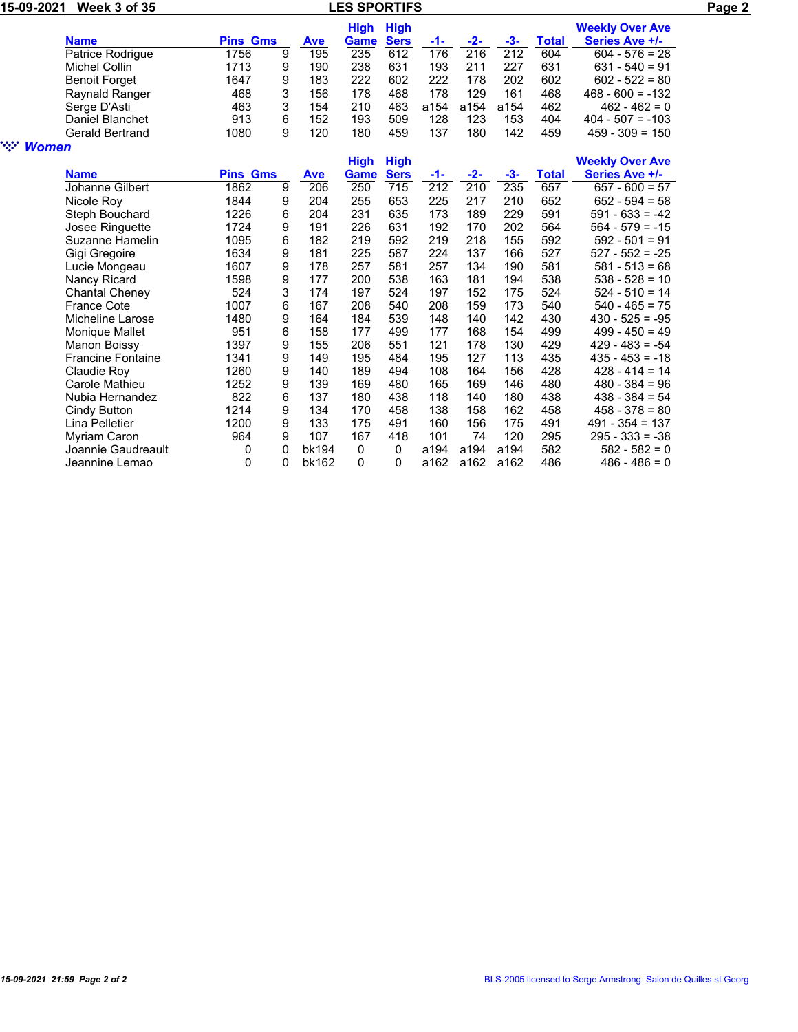| Name | Pins | Gms | Ave | High Game | High Sers | -1- | -2- | -3- | Total | Weekly Over Ave Series Ave +/- |
|---|---|---|---|---|---|---|---|---|---|---|
| Patrice Rodrigue | 1756 | 9 | 195 | 235 | 612 | 176 | 216 | 212 | 604 | 604 - 576 = 28 |
| Michel Collin | 1713 | 9 | 190 | 238 | 631 | 193 | 211 | 227 | 631 | 631 - 540 = 91 |
| Benoit Forget | 1647 | 9 | 183 | 222 | 602 | 222 | 178 | 202 | 602 | 602 - 522 = 80 |
| Raynald Ranger | 468 | 3 | 156 | 178 | 468 | 178 | 129 | 161 | 468 | 468 - 600 = -132 |
| Serge D'Asti | 463 | 3 | 154 | 210 | 463 | a154 | a154 | a154 | 462 | 462 - 462 = 0 |
| Daniel Blanchet | 913 | 6 | 152 | 193 | 509 | 128 | 123 | 153 | 404 | 404 - 507 = -103 |
| Gerald Bertrand | 1080 | 9 | 120 | 180 | 459 | 137 | 180 | 142 | 459 | 459 - 309 = 150 |

### *Women*

| Name | Pins | Gms | Ave | High Game | High Sers | -1- | -2- | -3- | Total | Weekly Over Ave Series Ave +/- |
|---|---|---|---|---|---|---|---|---|---|---|
| Johanne Gilbert | 1862 | 9 | 206 | 250 | 715 | 212 | 210 | 235 | 657 | 657 - 600 = 57 |
| Nicole Roy | 1844 | 9 | 204 | 255 | 653 | 225 | 217 | 210 | 652 | 652 - 594 = 58 |
| Steph Bouchard | 1226 | 6 | 204 | 231 | 635 | 173 | 189 | 229 | 591 | 591 - 633 = -42 |
| Josee Ringuette | 1724 | 9 | 191 | 226 | 631 | 192 | 170 | 202 | 564 | 564 - 579 = -15 |
| Suzanne Hamelin | 1095 | 6 | 182 | 219 | 592 | 219 | 218 | 155 | 592 | 592 - 501 = 91 |
| Gigi Gregoire | 1634 | 9 | 181 | 225 | 587 | 224 | 137 | 166 | 527 | 527 - 552 = -25 |
| Lucie Mongeau | 1607 | 9 | 178 | 257 | 581 | 257 | 134 | 190 | 581 | 581 - 513 = 68 |
| Nancy Ricard | 1598 | 9 | 177 | 200 | 538 | 163 | 181 | 194 | 538 | 538 - 528 = 10 |
| Chantal Cheney | 524 | 3 | 174 | 197 | 524 | 197 | 152 | 175 | 524 | 524 - 510 = 14 |
| France Cote | 1007 | 6 | 167 | 208 | 540 | 208 | 159 | 173 | 540 | 540 - 465 = 75 |
| Micheline Larose | 1480 | 9 | 164 | 184 | 539 | 148 | 140 | 142 | 430 | 430 - 525 = -95 |
| Monique Mallet | 951 | 6 | 158 | 177 | 499 | 177 | 168 | 154 | 499 | 499 - 450 = 49 |
| Manon Boissy | 1397 | 9 | 155 | 206 | 551 | 121 | 178 | 130 | 429 | 429 - 483 = -54 |
| Francine Fontaine | 1341 | 9 | 149 | 195 | 484 | 195 | 127 | 113 | 435 | 435 - 453 = -18 |
| Claudie Roy | 1260 | 9 | 140 | 189 | 494 | 108 | 164 | 156 | 428 | 428 - 414 = 14 |
| Carole Mathieu | 1252 | 9 | 139 | 169 | 480 | 165 | 169 | 146 | 480 | 480 - 384 = 96 |
| Nubia Hernandez | 822 | 6 | 137 | 180 | 438 | 118 | 140 | 180 | 438 | 438 - 384 = 54 |
| Cindy Button | 1214 | 9 | 134 | 170 | 458 | 138 | 158 | 162 | 458 | 458 - 378 = 80 |
| Lina Pelletier | 1200 | 9 | 133 | 175 | 491 | 160 | 156 | 175 | 491 | 491 - 354 = 137 |
| Myriam Caron | 964 | 9 | 107 | 167 | 418 | 101 | 74 | 120 | 295 | 295 - 333 = -38 |
| Joannie Gaudreault | 0 | 0 | bk194 | 0 | 0 | a194 | a194 | a194 | 582 | 582 - 582 = 0 |
| Jeannine Lemao | 0 | 0 | bk162 | 0 | 0 | a162 | a162 | a162 | 486 | 486 - 486 = 0 |

15-09-2021 21:59

BLS-2005 licensed to Serge Armstrong Salon de Quilles st Georg